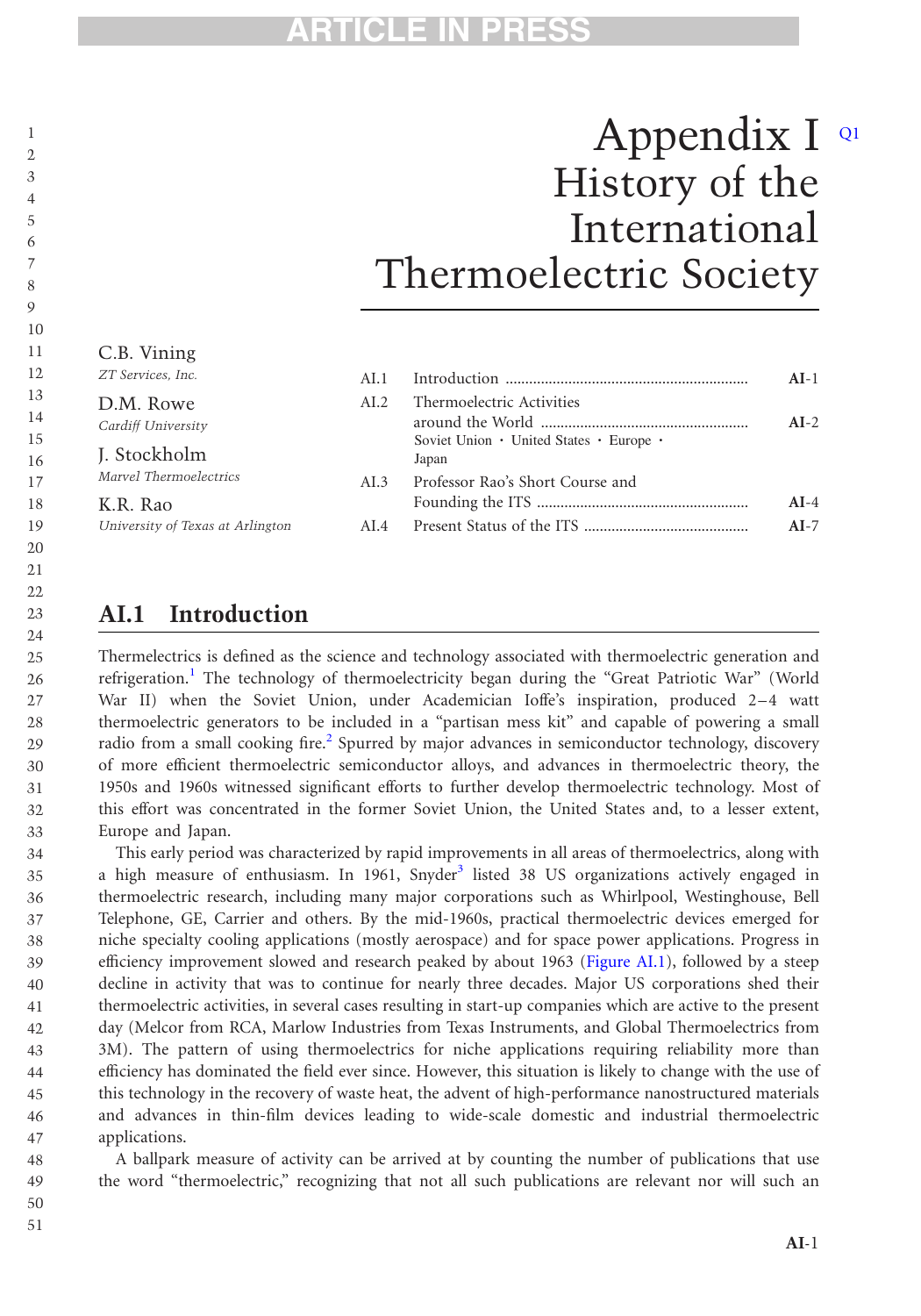# Appendix I History of the International Thermoelectric Society

C.B. Vining
*ZT Services, Inc.*

D.M. Rowe
*Cardiff University*

J. Stockholm
*Marvel Thermoelectrics*

K.R. Rao
*University of Texas at Arlington*

| | | |
|---|---|---|
| AI.1 | Introduction | AI-1 |
| AI.2 | Thermoelectric Activities around the World<br>Soviet Union • United States • Europe • Japan | AI-2 |
| AI.3 | Professor Rao's Short Course and Founding the ITS | AI-4 |
| AI.4 | Present Status of the ITS | AI-7 |

## AI.1 Introduction

Thermelectrics is defined as the science and technology associated with thermoelectric generation and refrigeration.[1] The technology of thermoelectricity began during the "Great Patriotic War" (World War II) when the Soviet Union, under Academician Ioffe's inspiration, produced 2–4 watt thermoelectric generators to be included in a "partisan mess kit" and capable of powering a small radio from a small cooking fire.[2] Spurred by major advances in semiconductor technology, discovery of more efficient thermoelectric semiconductor alloys, and advances in thermoelectric theory, the 1950s and 1960s witnessed significant efforts to further develop thermoelectric technology. Most of this effort was concentrated in the former Soviet Union, the United States and, to a lesser extent, Europe and Japan.

This early period was characterized by rapid improvements in all areas of thermoelectrics, along with a high measure of enthusiasm. In 1961, Snyder[3] listed 38 US organizations actively engaged in thermoelectric research, including many major corporations such as Whirlpool, Westinghouse, Bell Telephone, GE, Carrier and others. By the mid-1960s, practical thermoelectric devices emerged for niche specialty cooling applications (mostly aerospace) and for space power applications. Progress in efficiency improvement slowed and research peaked by about 1963 (Figure AI.1), followed by a steep decline in activity that was to continue for nearly three decades. Major US corporations shed their thermoelectric activities, in several cases resulting in start-up companies which are active to the present day (Melcor from RCA, Marlow Industries from Texas Instruments, and Global Thermoelectrics from 3M). The pattern of using thermoelectrics for niche applications requiring reliability more than efficiency has dominated the field ever since. However, this situation is likely to change with the use of this technology in the recovery of waste heat, the advent of high-performance nanostructured materials and advances in thin-film devices leading to wide-scale domestic and industrial thermoelectric applications.

A ballpark measure of activity can be arrived at by counting the number of publications that use the word "thermoelectric," recognizing that not all such publications are relevant nor will such an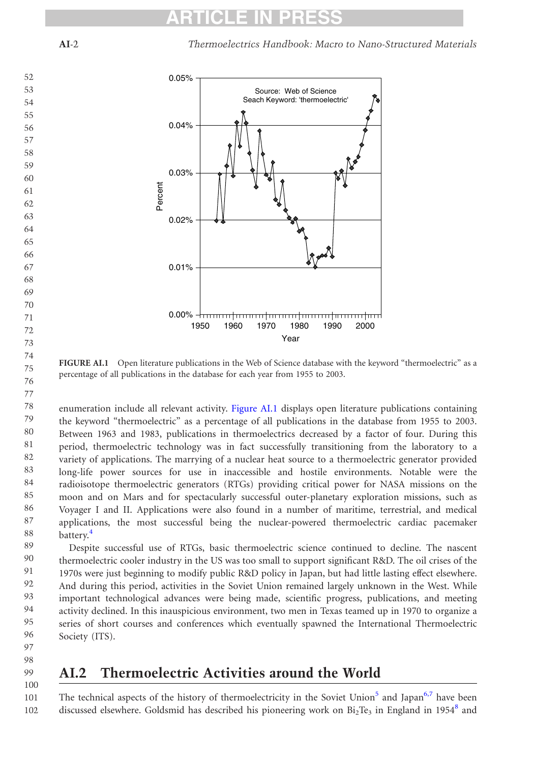FIGURE AI.1 Open literature publications in the Web of Science database with the keyword "thermoelectric" as a percentage of all publications in the database for each year from 1955 to 2003.

enumeration include all relevant activity. Figure AI.1 displays open literature publications containing the keyword "thermoelectric" as a percentage of all publications in the database from 1955 to 2003. Between 1963 and 1983, publications in thermoelectrics decreased by a factor of four. During this period, thermoelectric technology was in fact successfully transitioning from the laboratory to a variety of applications. The marrying of a nuclear heat source to a thermoelectric generator provided long-life power sources for use in inaccessible and hostile environments. Notable were the radioisotope thermoelectric generators (RTGs) providing critical power for NASA missions on the moon and on Mars and for spectacularly successful outer-planetary exploration missions, such as Voyager I and II. Applications were also found in a number of maritime, terrestrial, and medical applications, the most successful being the nuclear-powered thermoelectric cardiac pacemaker battery.[4]

Despite successful use of RTGs, basic thermoelectric science continued to decline. The nascent thermoelectric cooler industry in the US was too small to support significant R&D. The oil crises of the 1970s were just beginning to modify public R&D policy in Japan, but had little lasting effect elsewhere. And during this period, activities in the Soviet Union remained largely unknown in the West. While important technological advances were being made, scientific progress, publications, and meeting activity declined. In this inauspicious environment, two men in Texas teamed up in 1970 to organize a series of short courses and conferences which eventually spawned the International Thermoelectric Society (ITS).

## AI.2 Thermoelectric Activities around the World

The technical aspects of the history of thermoelectricity in the Soviet Union[5] and Japan[6,7] have been discussed elsewhere. Goldsmid has described his pioneering work on $Bi_2Te_3$ in England in 1954[8] and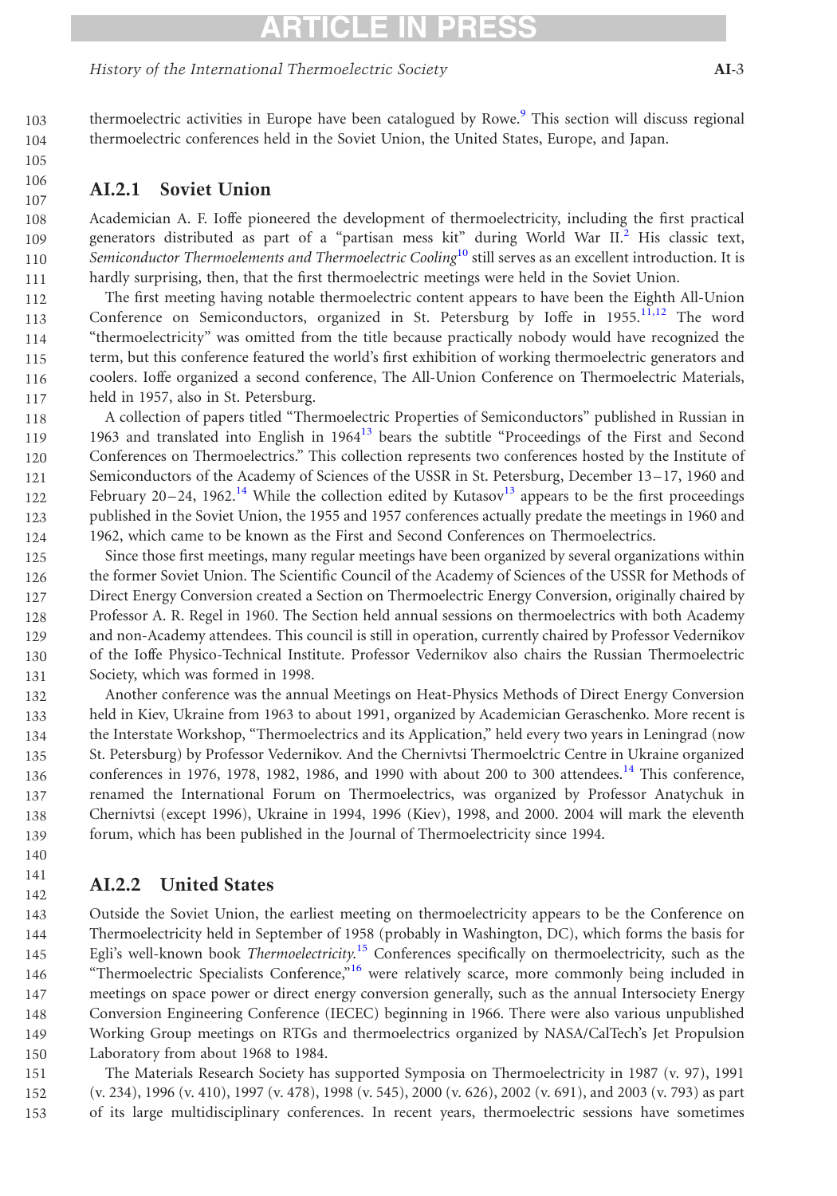thermoelectric activities in Europe have been catalogued by Rowe.[9] This section will discuss regional thermoelectric conferences held in the Soviet Union, the United States, Europe, and Japan.

### AI.2.1 Soviet Union

Academician A. F. Ioffe pioneered the development of thermoelectricity, including the first practical generators distributed as part of a "partisan mess kit" during World War II.[2] His classic text, *Semiconductor Thermoelements and Thermoelectric Cooling*[10] still serves as an excellent introduction. It is hardly surprising, then, that the first thermoelectric meetings were held in the Soviet Union.

The first meeting having notable thermoelectric content appears to have been the Eighth All-Union Conference on Semiconductors, organized in St. Petersburg by Ioffe in 1955.[11,12] The word "thermoelectricity" was omitted from the title because practically nobody would have recognized the term, but this conference featured the world's first exhibition of working thermoelectric generators and coolers. Ioffe organized a second conference, The All-Union Conference on Thermoelectric Materials, held in 1957, also in St. Petersburg.

A collection of papers titled "Thermoelectric Properties of Semiconductors" published in Russian in 1963 and translated into English in 1964[13] bears the subtitle "Proceedings of the First and Second Conferences on Thermoelectrics." This collection represents two conferences hosted by the Institute of Semiconductors of the Academy of Sciences of the USSR in St. Petersburg, December 13–17, 1960 and February 20–24, 1962.[14] While the collection edited by Kutasov[13] appears to be the first proceedings published in the Soviet Union, the 1955 and 1957 conferences actually predate the meetings in 1960 and 1962, which came to be known as the First and Second Conferences on Thermoelectrics.

Since those first meetings, many regular meetings have been organized by several organizations within the former Soviet Union. The Scientific Council of the Academy of Sciences of the USSR for Methods of Direct Energy Conversion created a Section on Thermoelectric Energy Conversion, originally chaired by Professor A. R. Regel in 1960. The Section held annual sessions on thermoelectrics with both Academy and non-Academy attendees. This council is still in operation, currently chaired by Professor Vedernikov of the Ioffe Physico-Technical Institute. Professor Vedernikov also chairs the Russian Thermoelectric Society, which was formed in 1998.

Another conference was the annual Meetings on Heat-Physics Methods of Direct Energy Conversion held in Kiev, Ukraine from 1963 to about 1991, organized by Academician Geraschenko. More recent is the Interstate Workshop, "Thermoelectrics and its Application," held every two years in Leningrad (now St. Petersburg) by Professor Vedernikov. And the Chernivtsi Thermoelctric Centre in Ukraine organized conferences in 1976, 1978, 1982, 1986, and 1990 with about 200 to 300 attendees.[14] This conference, renamed the International Forum on Thermoelectrics, was organized by Professor Anatychuk in Chernivtsi (except 1996), Ukraine in 1994, 1996 (Kiev), 1998, and 2000. 2004 will mark the eleventh forum, which has been published in the Journal of Thermoelectricity since 1994.

### AI.2.2 United States

Outside the Soviet Union, the earliest meeting on thermoelectricity appears to be the Conference on Thermoelectricity held in September of 1958 (probably in Washington, DC), which forms the basis for Egli's well-known book *Thermoelectricity*.[15] Conferences specifically on thermoelectricity, such as the "Thermoelectric Specialists Conference,"[16] were relatively scarce, more commonly being included in meetings on space power or direct energy conversion generally, such as the annual Intersociety Energy Conversion Engineering Conference (IECEC) beginning in 1966. There were also various unpublished Working Group meetings on RTGs and thermoelectrics organized by NASA/CalTech's Jet Propulsion Laboratory from about 1968 to 1984.

The Materials Research Society has supported Symposia on Thermoelectricity in 1987 (v. 97), 1991 (v. 234), 1996 (v. 410), 1997 (v. 478), 1998 (v. 545), 2000 (v. 626), 2002 (v. 691), and 2003 (v. 793) as part of its large multidisciplinary conferences. In recent years, thermoelectric sessions have sometimes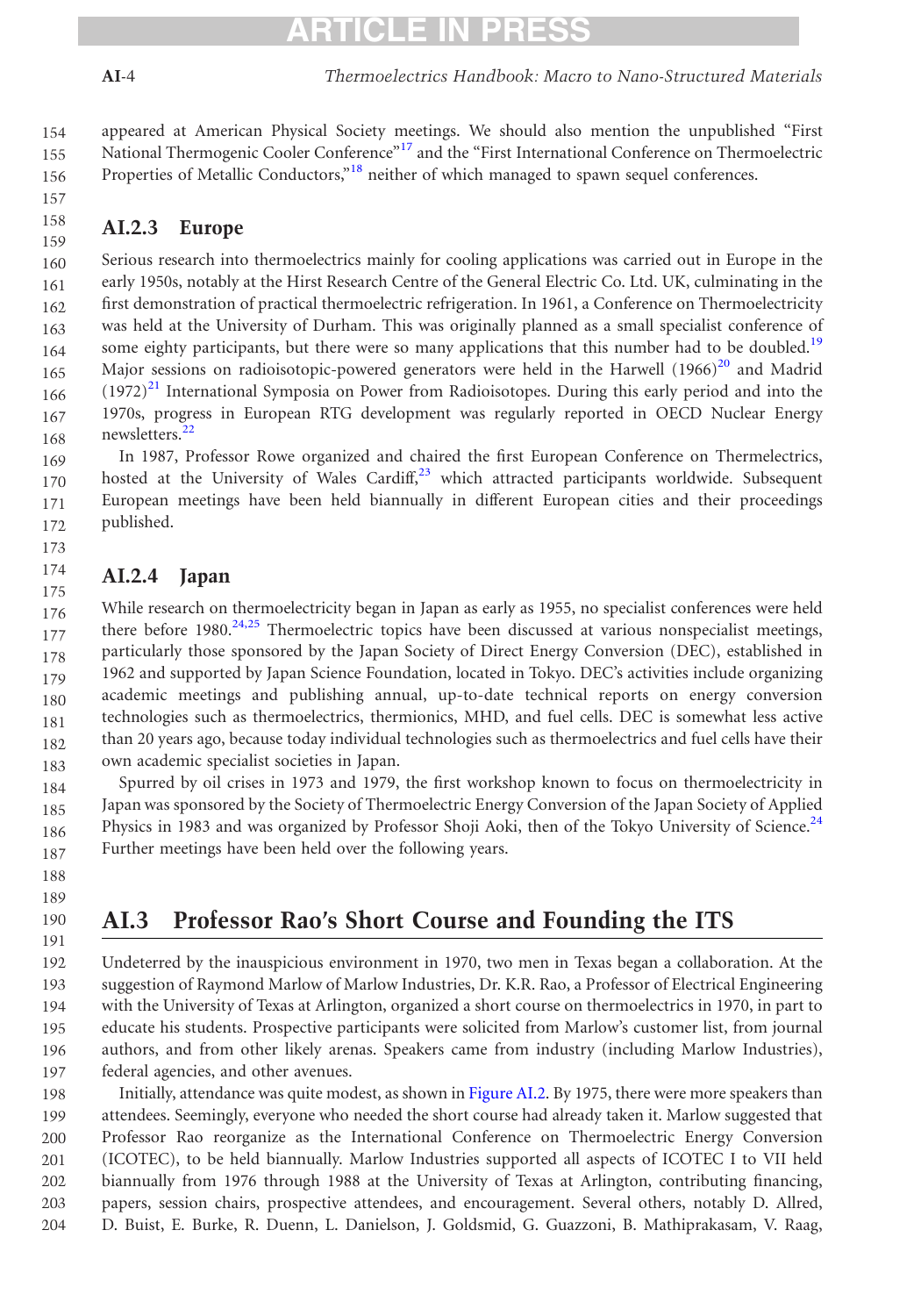appeared at American Physical Society meetings. We should also mention the unpublished "First National Thermogenic Cooler Conference"[17] and the "First International Conference on Thermoelectric Properties of Metallic Conductors,"[18] neither of which managed to spawn sequel conferences.

### AI.2.3 Europe

Serious research into thermoelectrics mainly for cooling applications was carried out in Europe in the early 1950s, notably at the Hirst Research Centre of the General Electric Co. Ltd. UK, culminating in the first demonstration of practical thermoelectric refrigeration. In 1961, a Conference on Thermoelectricity was held at the University of Durham. This was originally planned as a small specialist conference of some eighty participants, but there were so many applications that this number had to be doubled.[19] Major sessions on radioisotopic-powered generators were held in the Harwell (1966)[20] and Madrid (1972)[21] International Symposia on Power from Radioisotopes. During this early period and into the 1970s, progress in European RTG development was regularly reported in OECD Nuclear Energy newsletters.[22]

In 1987, Professor Rowe organized and chaired the first European Conference on Thermelectrics, hosted at the University of Wales Cardiff,[23] which attracted participants worldwide. Subsequent European meetings have been held biannually in different European cities and their proceedings published.

### AI.2.4 Japan

While research on thermoelectricity began in Japan as early as 1955, no specialist conferences were held there before 1980.[24,25] Thermoelectric topics have been discussed at various nonspecialist meetings, particularly those sponsored by the Japan Society of Direct Energy Conversion (DEC), established in 1962 and supported by Japan Science Foundation, located in Tokyo. DEC's activities include organizing academic meetings and publishing annual, up-to-date technical reports on energy conversion technologies such as thermoelectrics, thermionics, MHD, and fuel cells. DEC is somewhat less active than 20 years ago, because today individual technologies such as thermoelectrics and fuel cells have their own academic specialist societies in Japan.

Spurred by oil crises in 1973 and 1979, the first workshop known to focus on thermoelectricity in Japan was sponsored by the Society of Thermoelectric Energy Conversion of the Japan Society of Applied Physics in 1983 and was organized by Professor Shoji Aoki, then of the Tokyo University of Science.[24] Further meetings have been held over the following years.

## AI.3 Professor Rao's Short Course and Founding the ITS

Undeterred by the inauspicious environment in 1970, two men in Texas began a collaboration. At the suggestion of Raymond Marlow of Marlow Industries, Dr. K.R. Rao, a Professor of Electrical Engineering with the University of Texas at Arlington, organized a short course on thermoelectrics in 1970, in part to educate his students. Prospective participants were solicited from Marlow's customer list, from journal authors, and from other likely arenas. Speakers came from industry (including Marlow Industries), federal agencies, and other avenues.

Initially, attendance was quite modest, as shown in Figure AI.2. By 1975, there were more speakers than attendees. Seemingly, everyone who needed the short course had already taken it. Marlow suggested that Professor Rao reorganize as the International Conference on Thermoelectric Energy Conversion (ICOTEC), to be held biannually. Marlow Industries supported all aspects of ICOTEC I to VII held biannually from 1976 through 1988 at the University of Texas at Arlington, contributing financing, papers, session chairs, prospective attendees, and encouragement. Several others, notably D. Allred, D. Buist, E. Burke, R. Duenn, L. Danielson, J. Goldsmid, G. Guazzoni, B. Mathiprakasam, V. Raag,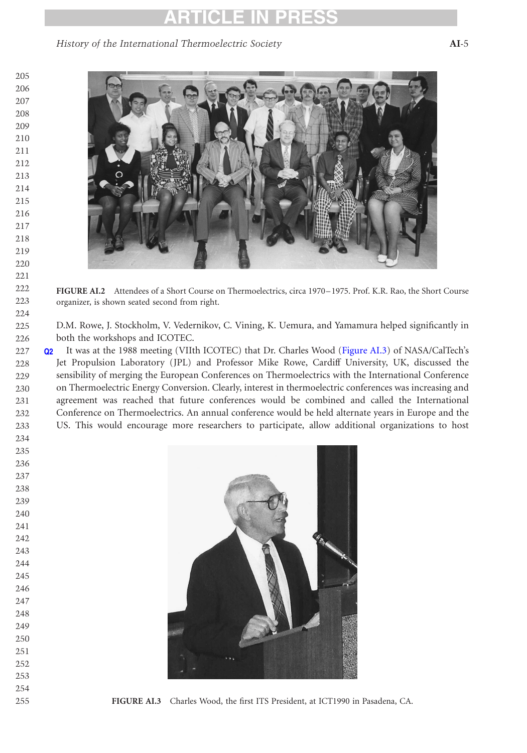FIGURE AI.2 Attendees of a Short Course on Thermoelectrics, circa 1970–1975. Prof. K.R. Rao, the Short Course organizer, is shown seated second from right.

D.M. Rowe, J. Stockholm, V. Vedernikov, C. Vining, K. Uemura, and Yamamura helped significantly in both the workshops and ICOTEC.

It was at the 1988 meeting (VIIth ICOTEC) that Dr. Charles Wood (Figure AI.3) of NASA/CalTech's Jet Propulsion Laboratory (JPL) and Professor Mike Rowe, Cardiff University, UK, discussed the sensibility of merging the European Conferences on Thermoelectrics with the International Conference on Thermoelectric Energy Conversion. Clearly, interest in thermoelectric conferences was increasing and agreement was reached that future conferences would be combined and called the International Conference on Thermoelectrics. An annual conference would be held alternate years in Europe and the US. This would encourage more researchers to participate, allow additional organizations to host

FIGURE AI.3 Charles Wood, the first ITS President, at ICT1990 in Pasadena, CA.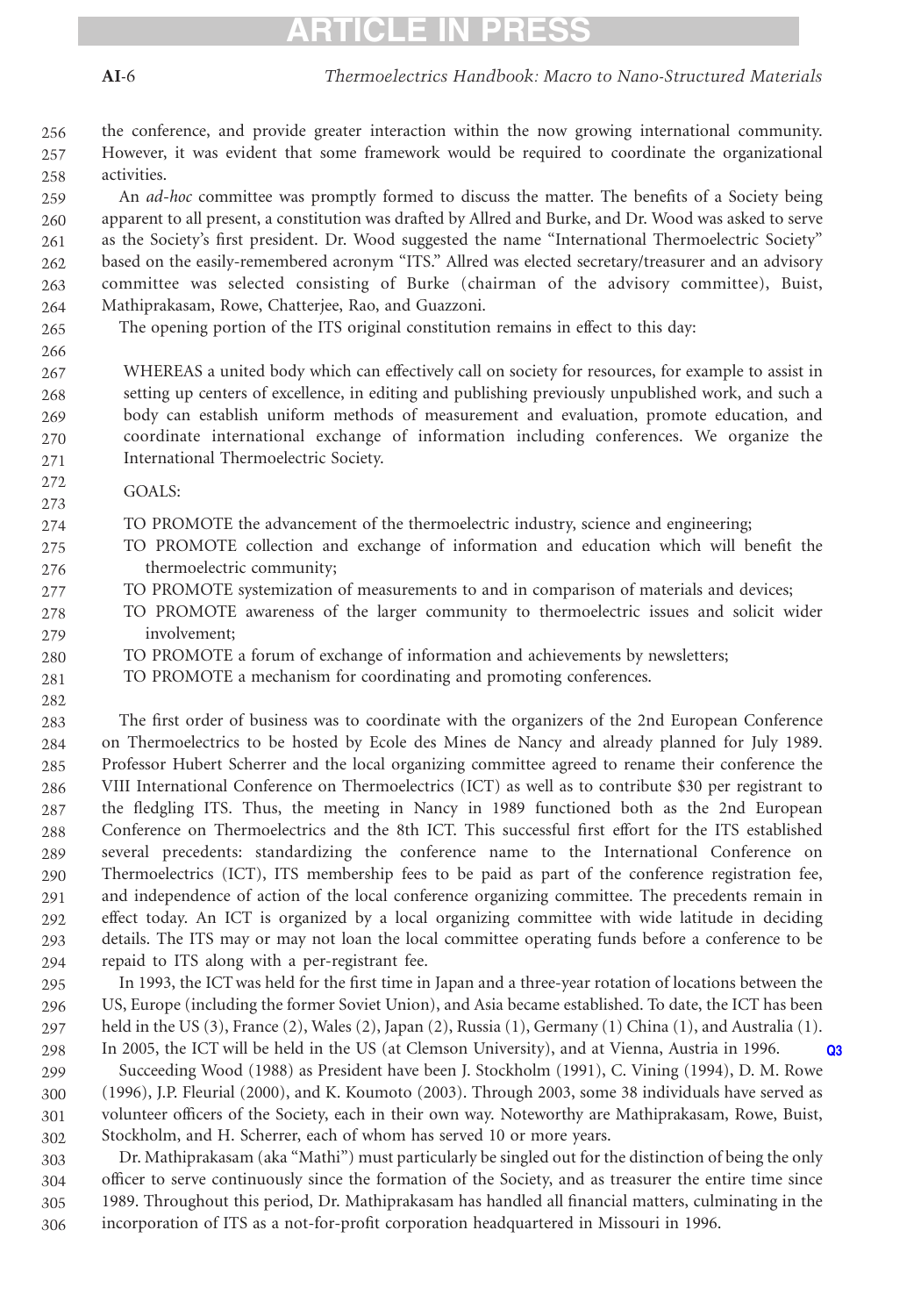the conference, and provide greater interaction within the now growing international community. However, it was evident that some framework would be required to coordinate the organizational activities.

An *ad-hoc* committee was promptly formed to discuss the matter. The benefits of a Society being apparent to all present, a constitution was drafted by Allred and Burke, and Dr. Wood was asked to serve as the Society's first president. Dr. Wood suggested the name "International Thermoelectric Society" based on the easily-remembered acronym "ITS." Allred was elected secretary/treasurer and an advisory committee was selected consisting of Burke (chairman of the advisory committee), Buist, Mathiprakasam, Rowe, Chatterjee, Rao, and Guazzoni.

The opening portion of the ITS original constitution remains in effect to this day:

> WHEREAS a united body which can effectively call on society for resources, for example to assist in setting up centers of excellence, in editing and publishing previously unpublished work, and such a body can establish uniform methods of measurement and evaluation, promote education, and coordinate international exchange of information including conferences. We organize the International Thermoelectric Society.
>
> GOALS:
>
> TO PROMOTE the advancement of the thermoelectric industry, science and engineering;
> TO PROMOTE collection and exchange of information and education which will benefit the thermoelectric community;
> TO PROMOTE systemization of measurements to and in comparison of materials and devices;
> TO PROMOTE awareness of the larger community to thermoelectric issues and solicit wider involvement;
> TO PROMOTE a forum of exchange of information and achievements by newsletters;
> TO PROMOTE a mechanism for coordinating and promoting conferences.

The first order of business was to coordinate with the organizers of the 2nd European Conference on Thermoelectrics to be hosted by Ecole des Mines de Nancy and already planned for July 1989. Professor Hubert Scherrer and the local organizing committee agreed to rename their conference the VIII International Conference on Thermoelectrics (ICT) as well as to contribute \$30 per registrant to the fledgling ITS. Thus, the meeting in Nancy in 1989 functioned both as the 2nd European Conference on Thermoelectrics and the 8th ICT. This successful first effort for the ITS established several precedents: standardizing the conference name to the International Conference on Thermoelectrics (ICT), ITS membership fees to be paid as part of the conference registration fee, and independence of action of the local conference organizing committee. The precedents remain in effect today. An ICT is organized by a local organizing committee with wide latitude in deciding details. The ITS may or may not loan the local committee operating funds before a conference to be repaid to ITS along with a per-registrant fee.

In 1993, the ICT was held for the first time in Japan and a three-year rotation of locations between the US, Europe (including the former Soviet Union), and Asia became established. To date, the ICT has been held in the US (3), France (2), Wales (2), Japan (2), Russia (1), Germany (1) China (1), and Australia (1). In 2005, the ICT will be held in the US (at Clemson University), and at Vienna, Austria in 1996. Q3

Succeeding Wood (1988) as President have been J. Stockholm (1991), C. Vining (1994), D. M. Rowe (1996), J.P. Fleurial (2000), and K. Koumoto (2003). Through 2003, some 38 individuals have served as volunteer officers of the Society, each in their own way. Noteworthy are Mathiprakasam, Rowe, Buist, Stockholm, and H. Scherrer, each of whom has served 10 or more years.

Dr. Mathiprakasam (aka "Mathi") must particularly be singled out for the distinction of being the only officer to serve continuously since the formation of the Society, and as treasurer the entire time since 1989. Throughout this period, Dr. Mathiprakasam has handled all financial matters, culminating in the incorporation of ITS as a not-for-profit corporation headquartered in Missouri in 1996.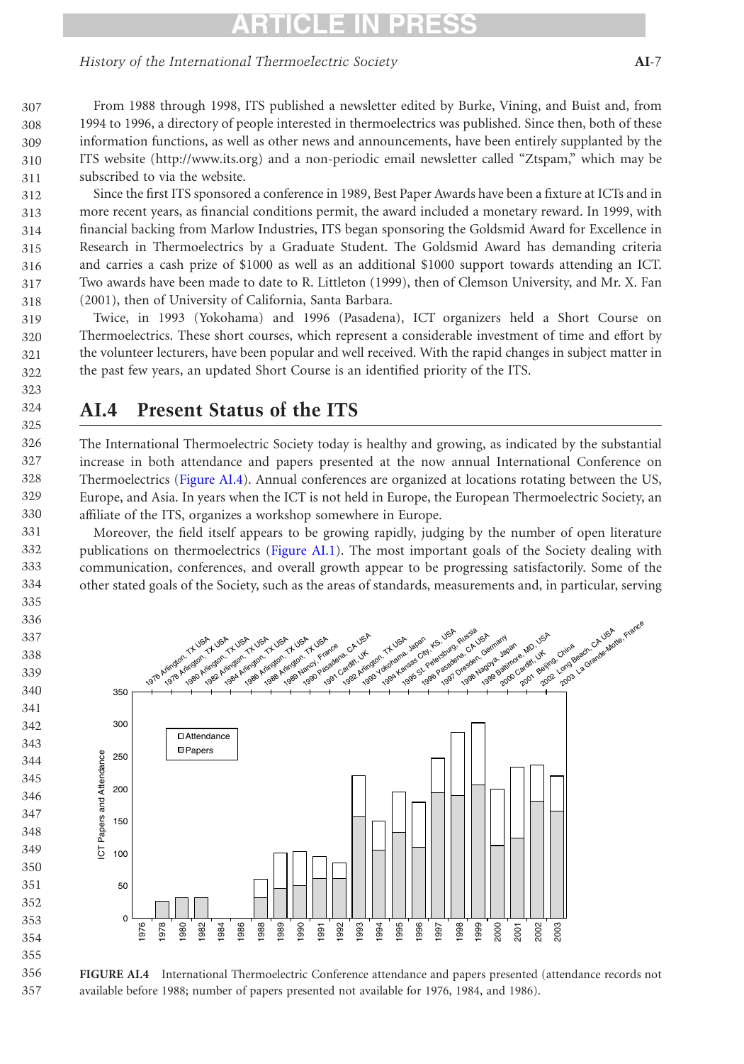From 1988 through 1998, ITS published a newsletter edited by Burke, Vining, and Buist and, from 1994 to 1996, a directory of people interested in thermoelectrics was published. Since then, both of these information functions, as well as other news and announcements, have been entirely supplanted by the ITS website (http://www.its.org) and a non-periodic email newsletter called "Ztspam," which may be subscribed to via the website.

Since the first ITS sponsored a conference in 1989, Best Paper Awards have been a fixture at ICTs and in more recent years, as financial conditions permit, the award included a monetary reward. In 1999, with financial backing from Marlow Industries, ITS began sponsoring the Goldsmid Award for Excellence in Research in Thermoelectrics by a Graduate Student. The Goldsmid Award has demanding criteria and carries a cash prize of $1000 as well as an additional $1000 support towards attending an ICT. Two awards have been made to date to R. Littleton (1999), then of Clemson University, and Mr. X. Fan (2001), then of University of California, Santa Barbara.

Twice, in 1993 (Yokohama) and 1996 (Pasadena), ICT organizers held a Short Course on Thermoelectrics. These short courses, which represent a considerable investment of time and effort by the volunteer lecturers, have been popular and well received. With the rapid changes in subject matter in the past few years, an updated Short Course is an identified priority of the ITS.

## AI.4 Present Status of the ITS

The International Thermoelectric Society today is healthy and growing, as indicated by the substantial increase in both attendance and papers presented at the now annual International Conference on Thermoelectrics (Figure AI.4). Annual conferences are organized at locations rotating between the US, Europe, and Asia. In years when the ICT is not held in Europe, the European Thermoelectric Society, an affiliate of the ITS, organizes a workshop somewhere in Europe.

Moreover, the field itself appears to be growing rapidly, judging by the number of open literature publications on thermoelectrics (Figure AI.1). The most important goals of the Society dealing with communication, conferences, and overall growth appear to be progressing satisfactorily. Some of the other stated goals of the Society, such as the areas of standards, measurements and, in particular, serving

**FIGURE AI.4** International Thermoelectric Conference attendance and papers presented (attendance records not available before 1988; number of papers presented not available for 1976, 1984, and 1986).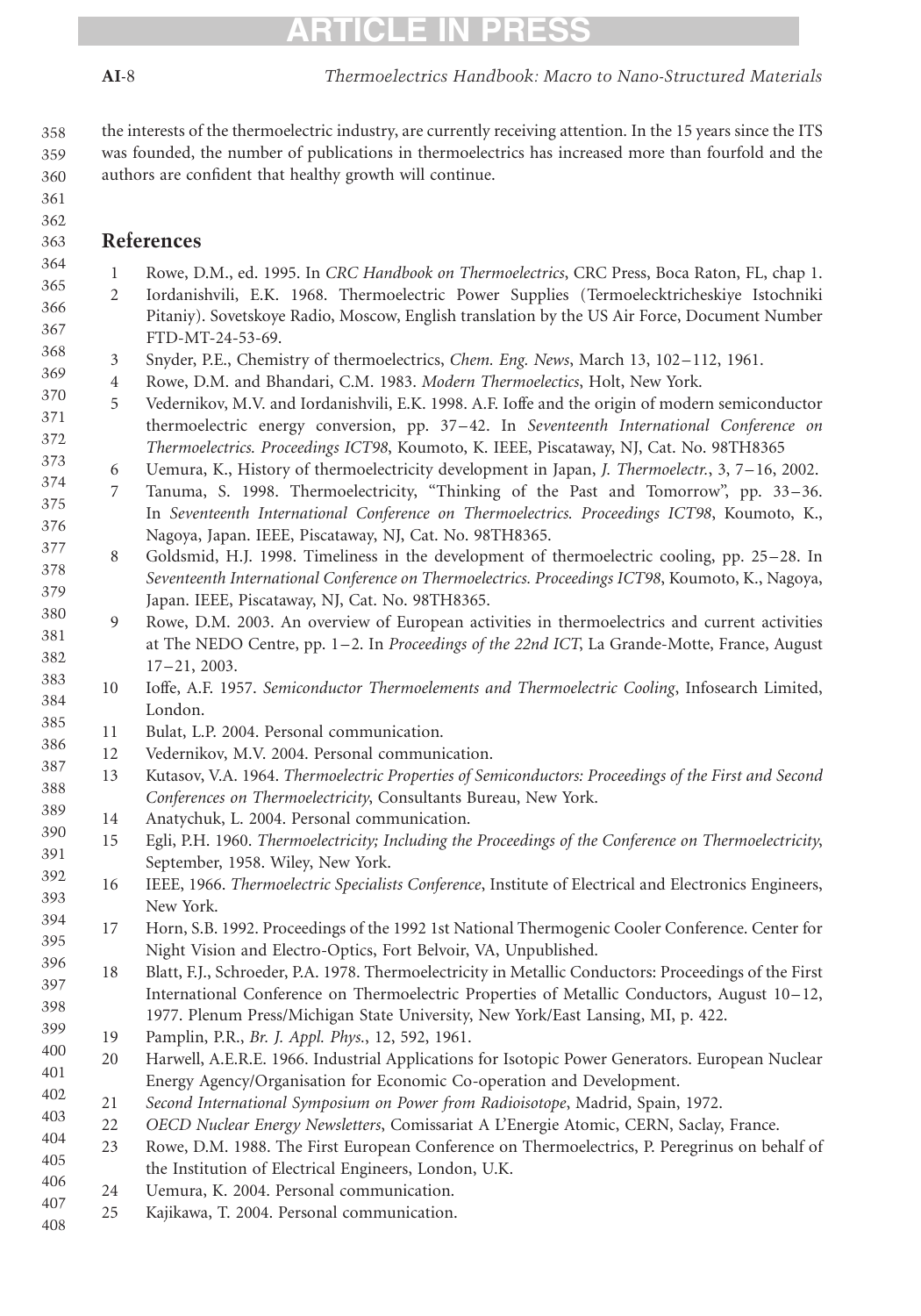the interests of the thermoelectric industry, are currently receiving attention. In the 15 years since the ITS was founded, the number of publications in thermoelectrics has increased more than fourfold and the authors are confident that healthy growth will continue.

## References

1. Rowe, D.M., ed. 1995. In *CRC Handbook on Thermoelectrics*, CRC Press, Boca Raton, FL, chap 1.
2. Iordanishvili, E.K. 1968. Thermoelectric Power Supplies (Termoelecktricheskiye Istochniki Pitaniy). Sovetskoye Radio, Moscow, English translation by the US Air Force, Document Number FTD-MT-24-53-69.
3. Snyder, P.E., Chemistry of thermoelectrics, *Chem. Eng. News*, March 13, 102–112, 1961.
4. Rowe, D.M. and Bhandari, C.M. 1983. *Modern Thermoelectics*, Holt, New York.
5. Vedernikov, M.V. and Iordanishvili, E.K. 1998. A.F. Ioffe and the origin of modern semiconductor thermoelectric energy conversion, pp. 37–42. In *Seventeenth International Conference on Thermoelectrics. Proceedings ICT98*, Koumoto, K. IEEE, Piscataway, NJ, Cat. No. 98TH8365
6. Uemura, K., History of thermoelectricity development in Japan, *J. Thermoelectr.*, 3, 7–16, 2002.
7. Tanuma, S. 1998. Thermoelectricity, "Thinking of the Past and Tomorrow", pp. 33–36. In *Seventeenth International Conference on Thermoelectrics. Proceedings ICT98*, Koumoto, K., Nagoya, Japan. IEEE, Piscataway, NJ, Cat. No. 98TH8365.
8. Goldsmid, H.J. 1998. Timeliness in the development of thermoelectric cooling, pp. 25–28. In *Seventeenth International Conference on Thermoelectrics. Proceedings ICT98*, Koumoto, K., Nagoya, Japan. IEEE, Piscataway, NJ, Cat. No. 98TH8365.
9. Rowe, D.M. 2003. An overview of European activities in thermoelectrics and current activities at The NEDO Centre, pp. 1–2. In *Proceedings of the 22nd ICT*, La Grande-Motte, France, August 17–21, 2003.
10. Ioffe, A.F. 1957. *Semiconductor Thermoelements and Thermoelectric Cooling*, Infosearch Limited, London.
11. Bulat, L.P. 2004. Personal communication.
12. Vedernikov, M.V. 2004. Personal communication.
13. Kutasov, V.A. 1964. *Thermoelectric Properties of Semiconductors: Proceedings of the First and Second Conferences on Thermoelectricity*, Consultants Bureau, New York.
14. Anatychuk, L. 2004. Personal communication.
15. Egli, P.H. 1960. *Thermoelectricity; Including the Proceedings of the Conference on Thermoelectricity*, September, 1958. Wiley, New York.
16. IEEE, 1966. *Thermoelectric Specialists Conference*, Institute of Electrical and Electronics Engineers, New York.
17. Horn, S.B. 1992. Proceedings of the 1992 1st National Thermogenic Cooler Conference. Center for Night Vision and Electro-Optics, Fort Belvoir, VA, Unpublished.
18. Blatt, F.J., Schroeder, P.A. 1978. Thermoelectricity in Metallic Conductors: Proceedings of the First International Conference on Thermoelectric Properties of Metallic Conductors, August 10–12, 1977. Plenum Press/Michigan State University, New York/East Lansing, MI, p. 422.
19. Pamplin, P.R., *Br. J. Appl. Phys.*, 12, 592, 1961.
20. Harwell, A.E.R.E. 1966. Industrial Applications for Isotopic Power Generators. European Nuclear Energy Agency/Organisation for Economic Co-operation and Development.
21. *Second International Symposium on Power from Radioisotope*, Madrid, Spain, 1972.
22. *OECD Nuclear Energy Newsletters*, Comissariat A L'Energie Atomic, CERN, Saclay, France.
23. Rowe, D.M. 1988. The First European Conference on Thermoelectrics, P. Peregrinus on behalf of the Institution of Electrical Engineers, London, U.K.
24. Uemura, K. 2004. Personal communication.
25. Kajikawa, T. 2004. Personal communication.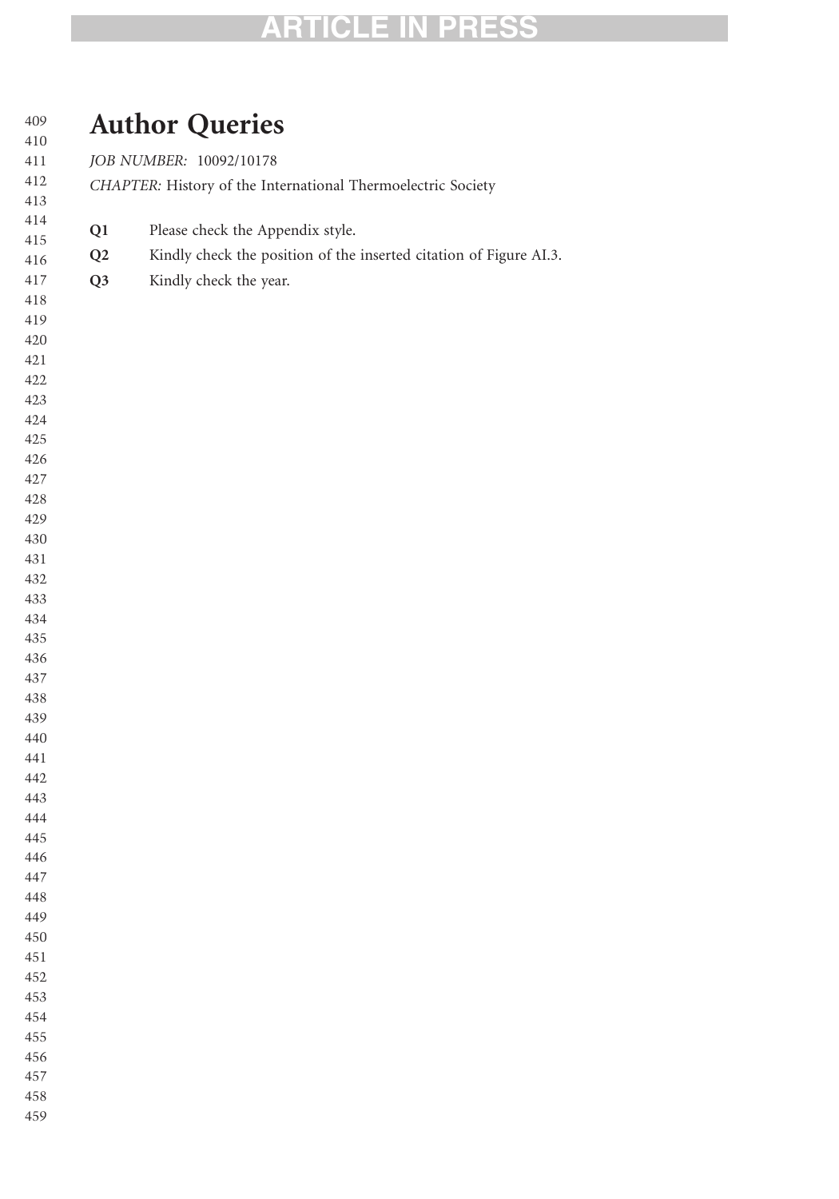# Author Queries

*JOB NUMBER:* 10092/10178

*CHAPTER:* History of the International Thermoelectric Society

**Q1** Please check the Appendix style.

**Q2** Kindly check the position of the inserted citation of Figure AI.3.

**Q3** Kindly check the year.